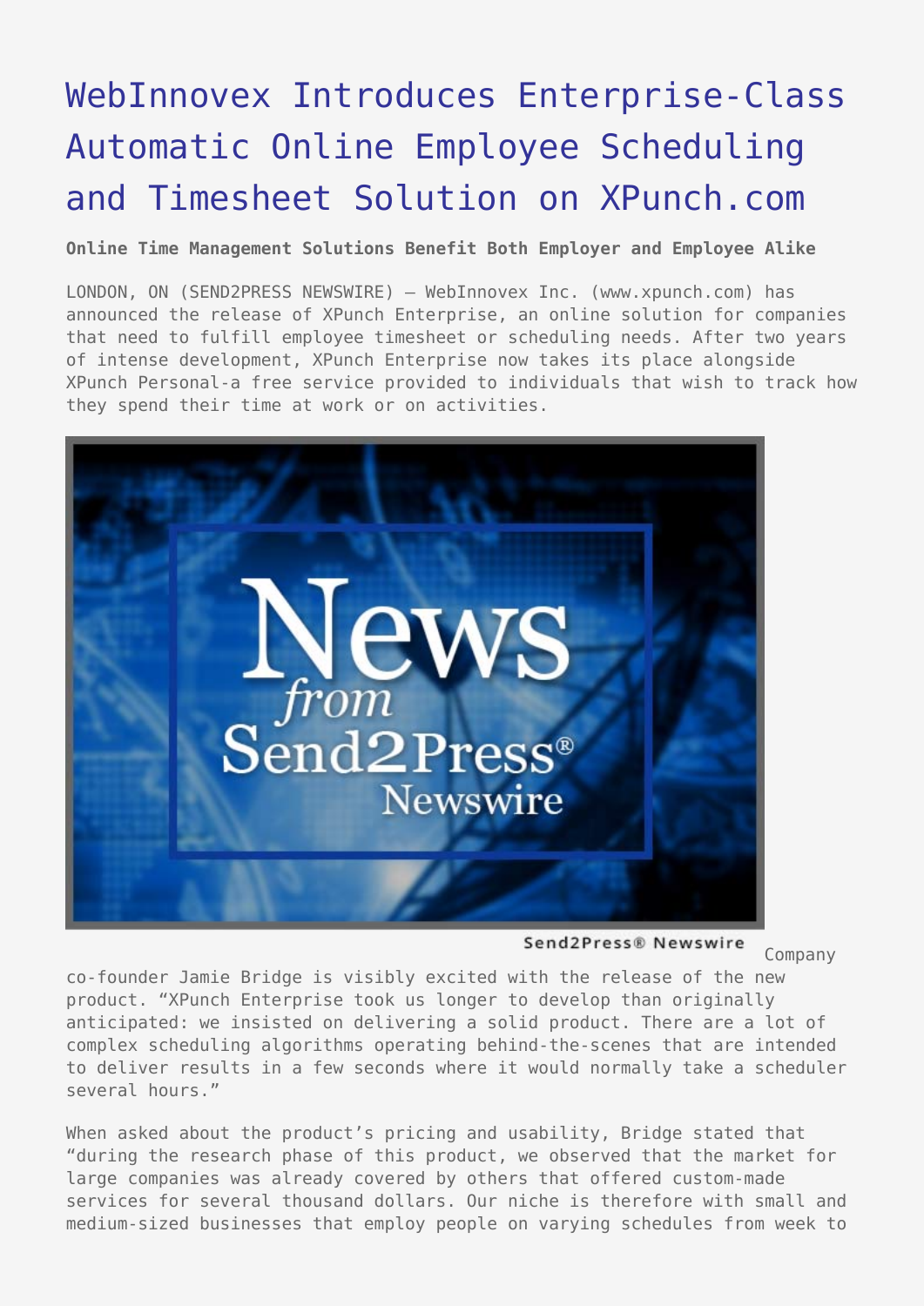# WebInnovex Introduces Enterprise-Class Automatic Online Employee Scheduling and Timesheet Solution on XPunch.com

**Online Time Management Solutions Benefit Both Employer and Employee Alike**

LONDON, ON (SEND2PRESS NEWSWIRE) — WebInnovex Inc. (www.xpunch.com) has announced the release of XPunch Enterprise, an online solution for companies that need to fulfill employee timesheet or scheduling needs. After two years of intense development, XPunch Enterprise now takes its place alongside XPunch Personal-a free service provided to individuals that wish to track how they spend their time at work or on activities.

Company co-founder Jamie Bridge is visibly excited with the release of the new product. "XPunch Enterprise took us longer to develop than originally anticipated: we insisted on delivering a solid product. There are a lot of complex scheduling algorithms operating behind-the-scenes that are intended to deliver results in a few seconds where it would normally take a scheduler several hours."

When asked about the product's pricing and usability, Bridge stated that "during the research phase of this product, we observed that the market for large companies was already covered by others that offered custom-made services for several thousand dollars. Our niche is therefore with small and medium-sized businesses that employ people on varying schedules from week to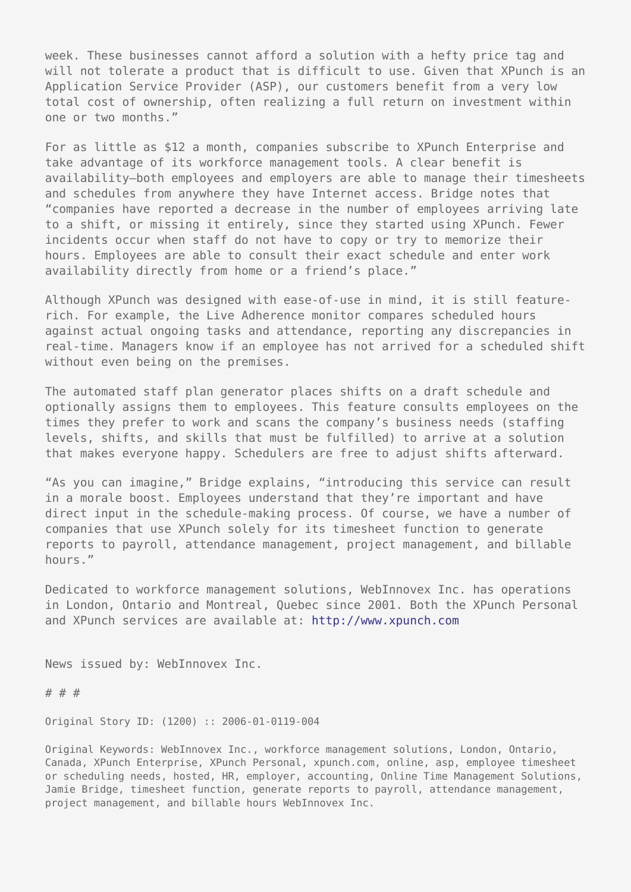week. These businesses cannot afford a solution with a hefty price tag and will not tolerate a product that is difficult to use. Given that XPunch is an Application Service Provider (ASP), our customers benefit from a very low total cost of ownership, often realizing a full return on investment within one or two months."

For as little as $12 a month, companies subscribe to XPunch Enterprise and take advantage of its workforce management tools. A clear benefit is availability—both employees and employers are able to manage their timesheets and schedules from anywhere they have Internet access. Bridge notes that "companies have reported a decrease in the number of employees arriving late to a shift, or missing it entirely, since they started using XPunch. Fewer incidents occur when staff do not have to copy or try to memorize their hours. Employees are able to consult their exact schedule and enter work availability directly from home or a friend's place."

Although XPunch was designed with ease-of-use in mind, it is still feature-rich. For example, the Live Adherence monitor compares scheduled hours against actual ongoing tasks and attendance, reporting any discrepancies in real-time. Managers know if an employee has not arrived for a scheduled shift without even being on the premises.

The automated staff plan generator places shifts on a draft schedule and optionally assigns them to employees. This feature consults employees on the times they prefer to work and scans the company's business needs (staffing levels, shifts, and skills that must be fulfilled) to arrive at a solution that makes everyone happy. Schedulers are free to adjust shifts afterward.

"As you can imagine," Bridge explains, "introducing this service can result in a morale boost. Employees understand that they're important and have direct input in the schedule-making process. Of course, we have a number of companies that use XPunch solely for its timesheet function to generate reports to payroll, attendance management, project management, and billable hours."

Dedicated to workforce management solutions, WebInnovex Inc. has operations in London, Ontario and Montreal, Quebec since 2001. Both the XPunch Personal and XPunch services are available at: http://www.xpunch.com

News issued by: WebInnovex Inc.

# # #

Original Story ID: (1200) :: 2006-01-0119-004

Original Keywords: WebInnovex Inc., workforce management solutions, London, Ontario, Canada, XPunch Enterprise, XPunch Personal, xpunch.com, online, asp, employee timesheet or scheduling needs, hosted, HR, employer, accounting, Online Time Management Solutions, Jamie Bridge, timesheet function, generate reports to payroll, attendance management, project management, and billable hours WebInnovex Inc.